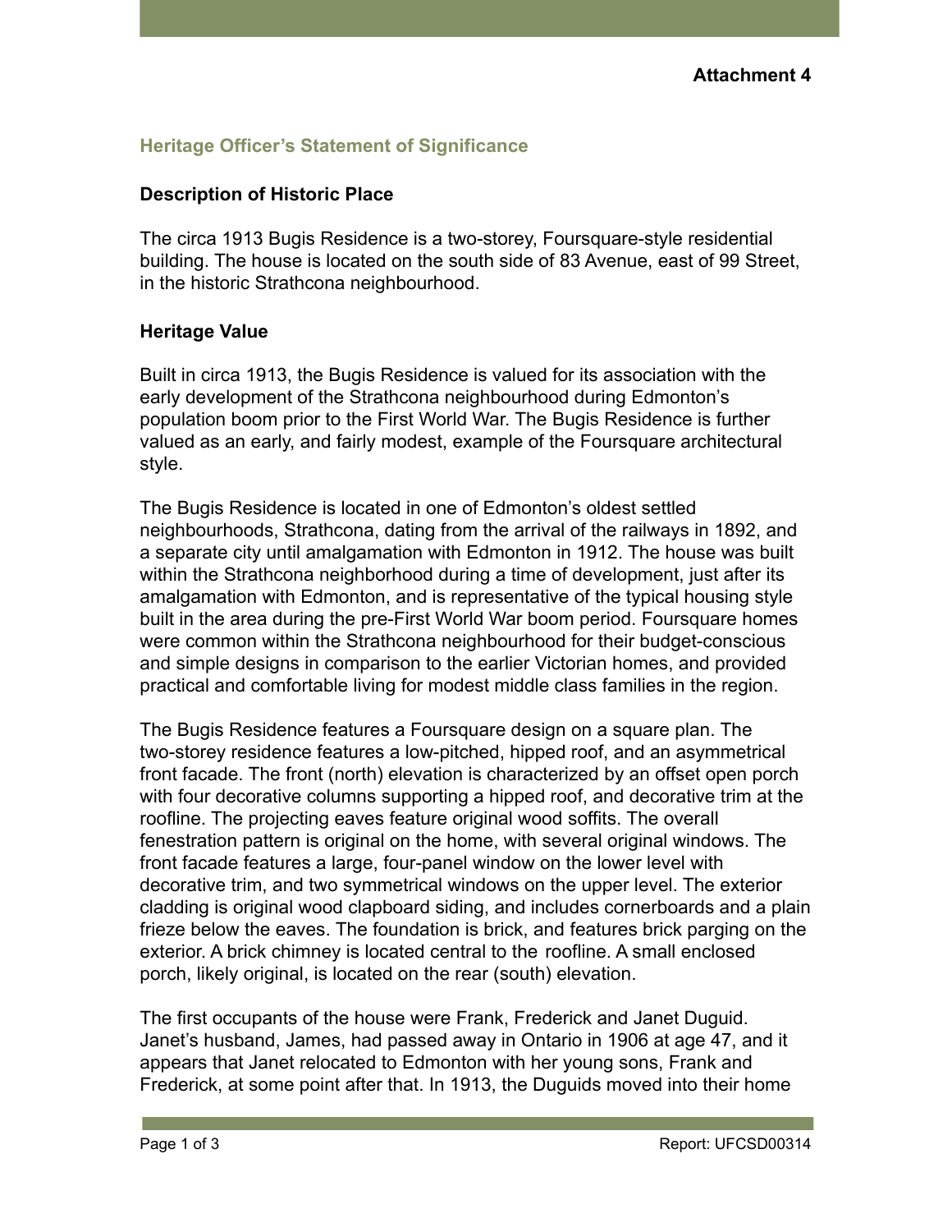**Attachment 4**

## Heritage Officer's Statement of Significance

### Description of Historic Place

The circa 1913 Bugis Residence is a two-storey, Foursquare-style residential building. The house is located on the south side of 83 Avenue, east of 99 Street, in the historic Strathcona neighbourhood.

### Heritage Value

Built in circa 1913, the Bugis Residence is valued for its association with the early development of the Strathcona neighbourhood during Edmonton's population boom prior to the First World War. The Bugis Residence is further valued as an early, and fairly modest, example of the Foursquare architectural style.

The Bugis Residence is located in one of Edmonton's oldest settled neighbourhoods, Strathcona, dating from the arrival of the railways in 1892, and a separate city until amalgamation with Edmonton in 1912. The house was built within the Strathcona neighborhood during a time of development, just after its amalgamation with Edmonton, and is representative of the typical housing style built in the area during the pre-First World War boom period. Foursquare homes were common within the Strathcona neighbourhood for their budget-conscious and simple designs in comparison to the earlier Victorian homes, and provided practical and comfortable living for modest middle class families in the region.

The Bugis Residence features a Foursquare design on a square plan. The two-storey residence features a low-pitched, hipped roof, and an asymmetrical front facade. The front (north) elevation is characterized by an offset open porch with four decorative columns supporting a hipped roof, and decorative trim at the roofline. The projecting eaves feature original wood soffits. The overall fenestration pattern is original on the home, with several original windows. The front facade features a large, four-panel window on the lower level with decorative trim, and two symmetrical windows on the upper level. The exterior cladding is original wood clapboard siding, and includes cornerboards and a plain frieze below the eaves. The foundation is brick, and features brick parging on the exterior. A brick chimney is located central to the roofline. A small enclosed porch, likely original, is located on the rear (south) elevation.

The first occupants of the house were Frank, Frederick and Janet Duguid. Janet's husband, James, had passed away in Ontario in 1906 at age 47, and it appears that Janet relocated to Edmonton with her young sons, Frank and Frederick, at some point after that. In 1913, the Duguids moved into their home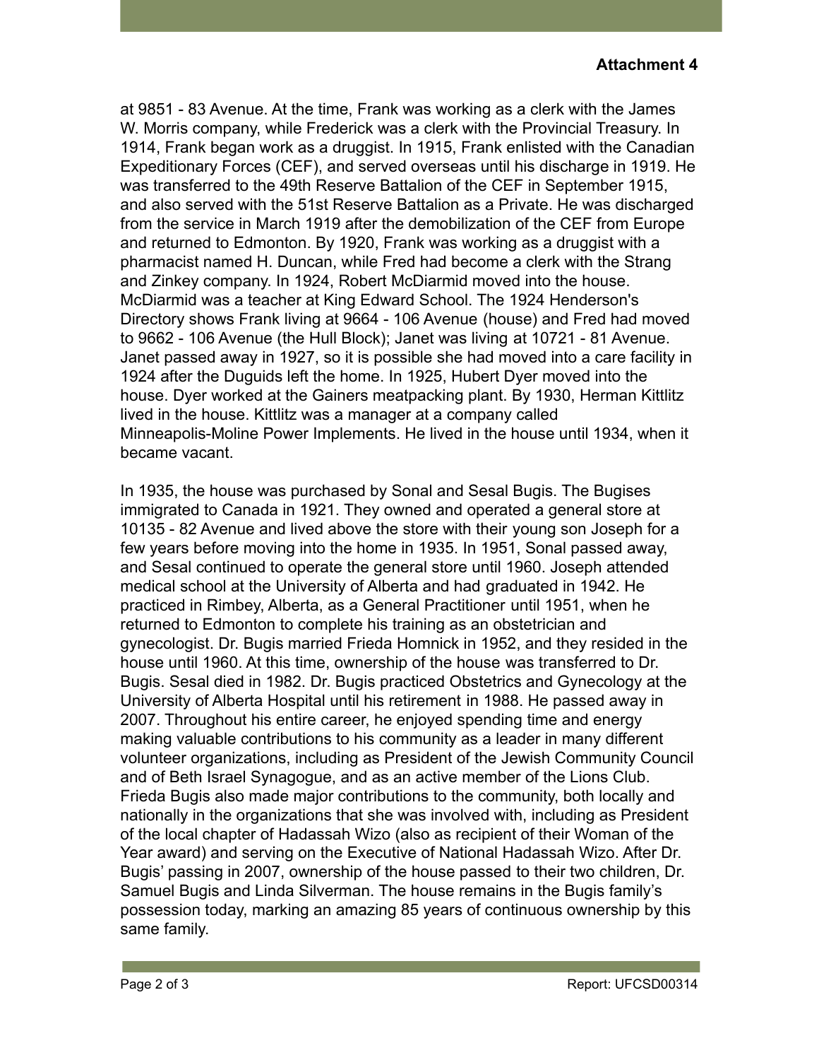at 9851 - 83 Avenue. At the time, Frank was working as a clerk with the James W. Morris company, while Frederick was a clerk with the Provincial Treasury. In 1914, Frank began work as a druggist. In 1915, Frank enlisted with the Canadian Expeditionary Forces (CEF), and served overseas until his discharge in 1919. He was transferred to the 49th Reserve Battalion of the CEF in September 1915, and also served with the 51st Reserve Battalion as a Private. He was discharged from the service in March 1919 after the demobilization of the CEF from Europe and returned to Edmonton. By 1920, Frank was working as a druggist with a pharmacist named H. Duncan, while Fred had become a clerk with the Strang and Zinkey company. In 1924, Robert McDiarmid moved into the house. McDiarmid was a teacher at King Edward School. The 1924 Henderson's Directory shows Frank living at 9664 - 106 Avenue (house) and Fred had moved to 9662 - 106 Avenue (the Hull Block); Janet was living at 10721 - 81 Avenue. Janet passed away in 1927, so it is possible she had moved into a care facility in 1924 after the Duguids left the home. In 1925, Hubert Dyer moved into the house. Dyer worked at the Gainers meatpacking plant. By 1930, Herman Kittlitz lived in the house. Kittlitz was a manager at a company called Minneapolis-Moline Power Implements. He lived in the house until 1934, when it became vacant.

In 1935, the house was purchased by Sonal and Sesal Bugis. The Bugises immigrated to Canada in 1921. They owned and operated a general store at 10135 - 82 Avenue and lived above the store with their young son Joseph for a few years before moving into the home in 1935. In 1951, Sonal passed away, and Sesal continued to operate the general store until 1960. Joseph attended medical school at the University of Alberta and had graduated in 1942. He practiced in Rimbey, Alberta, as a General Practitioner until 1951, when he returned to Edmonton to complete his training as an obstetrician and gynecologist. Dr. Bugis married Frieda Homnick in 1952, and they resided in the house until 1960. At this time, ownership of the house was transferred to Dr. Bugis. Sesal died in 1982. Dr. Bugis practiced Obstetrics and Gynecology at the University of Alberta Hospital until his retirement in 1988. He passed away in 2007. Throughout his entire career, he enjoyed spending time and energy making valuable contributions to his community as a leader in many different volunteer organizations, including as President of the Jewish Community Council and of Beth Israel Synagogue, and as an active member of the Lions Club. Frieda Bugis also made major contributions to the community, both locally and nationally in the organizations that she was involved with, including as President of the local chapter of Hadassah Wizo (also as recipient of their Woman of the Year award) and serving on the Executive of National Hadassah Wizo. After Dr. Bugis' passing in 2007, ownership of the house passed to their two children, Dr. Samuel Bugis and Linda Silverman. The house remains in the Bugis family's possession today, marking an amazing 85 years of continuous ownership by this same family.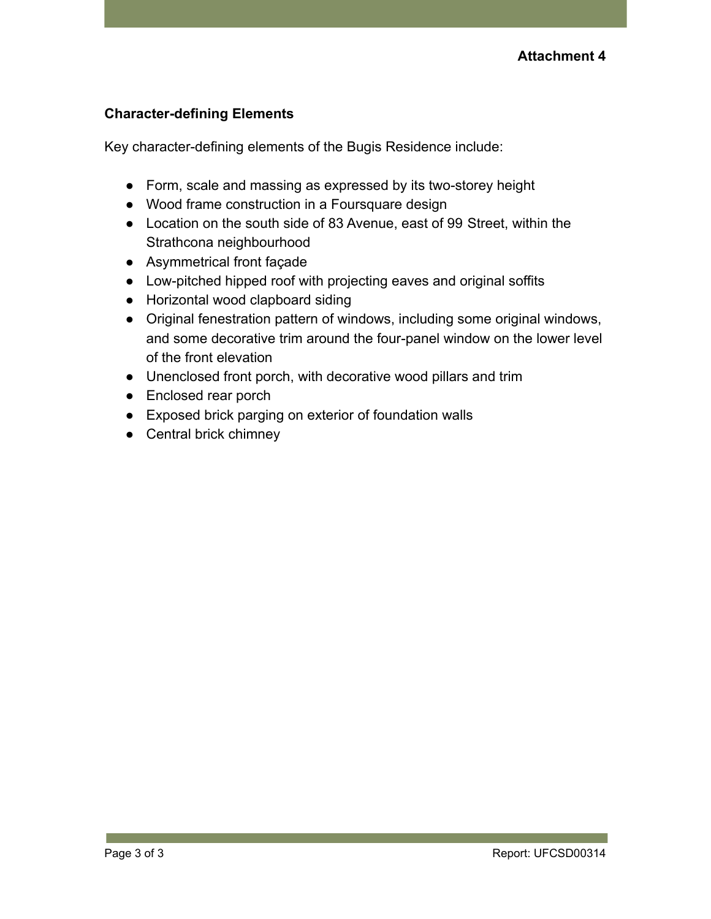**Attachment 4**

**Character-defining Elements**

Key character-defining elements of the Bugis Residence include:

- Form, scale and massing as expressed by its two-storey height
- Wood frame construction in a Foursquare design
- Location on the south side of 83 Avenue, east of 99 Street, within the Strathcona neighbourhood
- Asymmetrical front façade
- Low-pitched hipped roof with projecting eaves and original soffits
- Horizontal wood clapboard siding
- Original fenestration pattern of windows, including some original windows, and some decorative trim around the four-panel window on the lower level of the front elevation
- Unenclosed front porch, with decorative wood pillars and trim
- Enclosed rear porch
- Exposed brick parging on exterior of foundation walls
- Central brick chimney